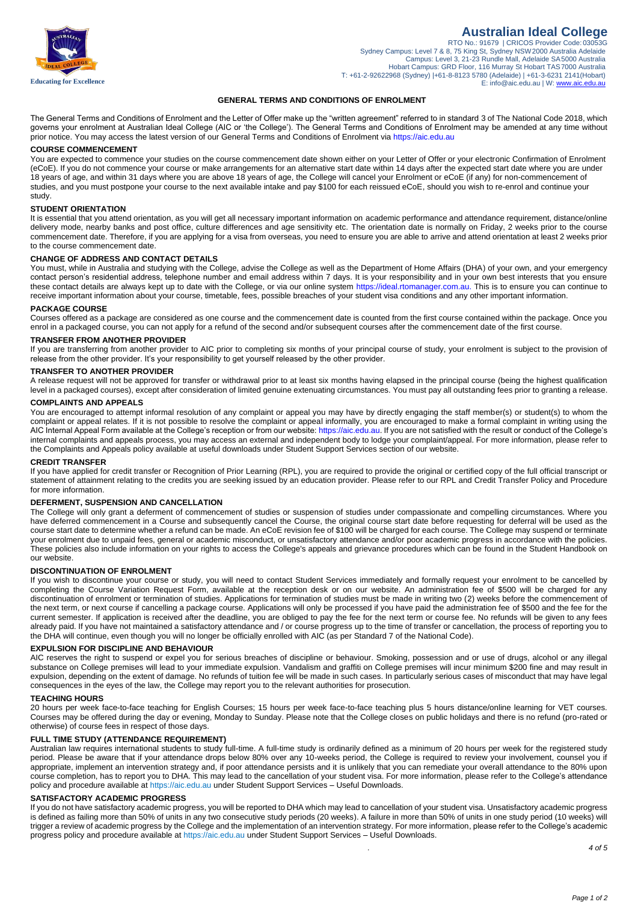# Australian Ideal College

RTO No.: 91679 | CRICOS Provider Code: 03053G
Sydney Campus: Level 7 & 8, 75 King St, Sydney NSW 2000 Australia Adelaide Campus: Level 3, 21-23 Rundle Mall, Adelaide SA 5000 Australia
Hobart Campus: GRD Floor, 116 Murray St Hobart TAS 7000 Australia
T: +61-2-92622968 (Sydney) |+61-8-8123 5780 (Adelaide) | +61-3-6231 2141(Hobart)
E: info@aic.edu.au | W: www.aic.edu.au

Educating for Excellence

## GENERAL TERMS AND CONDITIONS OF ENROLMENT

The General Terms and Conditions of Enrolment and the Letter of Offer make up the "written agreement" referred to in standard 3 of The National Code 2018, which governs your enrolment at Australian Ideal College (AIC or 'the College'). The General Terms and Conditions of Enrolment may be amended at any time without prior notice. You may access the latest version of our General Terms and Conditions of Enrolment via https://aic.edu.au

### COURSE COMMENCEMENT

You are expected to commence your studies on the course commencement date shown either on your Letter of Offer or your electronic Confirmation of Enrolment (eCoE). If you do not commence your course or make arrangements for an alternative start date within 14 days after the expected start date where you are under 18 years of age, and within 31 days where you are above 18 years of age, the College will cancel your Enrolment or eCoE (if any) for non-commencement of studies, and you must postpone your course to the next available intake and pay $100 for each reissued eCoE, should you wish to re-enrol and continue your study.

### STUDENT ORIENTATION

It is essential that you attend orientation, as you will get all necessary important information on academic performance and attendance requirement, distance/online delivery mode, nearby banks and post office, culture differences and age sensitivity etc. The orientation date is normally on Friday, 2 weeks prior to the course commencement date. Therefore, if you are applying for a visa from overseas, you need to ensure you are able to arrive and attend orientation at least 2 weeks prior to the course commencement date.

### CHANGE OF ADDRESS AND CONTACT DETAILS

You must, while in Australia and studying with the College, advise the College as well as the Department of Home Affairs (DHA) of your own, and your emergency contact person's residential address, telephone number and email address within 7 days. It is your responsibility and in your own best interests that you ensure these contact details are always kept up to date with the College, or via our online system https://ideal.rtomanager.com.au. This is to ensure you can continue to receive important information about your course, timetable, fees, possible breaches of your student visa conditions and any other important information.

### PACKAGE COURSE

Courses offered as a package are considered as one course and the commencement date is counted from the first course contained within the package. Once you enrol in a packaged course, you can not apply for a refund of the second and/or subsequent courses after the commencement date of the first course.

### TRANSFER FROM ANOTHER PROVIDER

If you are transferring from another provider to AIC prior to completing six months of your principal course of study, your enrolment is subject to the provision of release from the other provider. It's your responsibility to get yourself released by the other provider.

### TRANSFER TO ANOTHER PROVIDER

A release request will not be approved for transfer or withdrawal prior to at least six months having elapsed in the principal course (being the highest qualification level in a packaged courses), except after consideration of limited genuine extenuating circumstances. You must pay all outstanding fees prior to granting a release.

### COMPLAINTS AND APPEALS

You are encouraged to attempt informal resolution of any complaint or appeal you may have by directly engaging the staff member(s) or student(s) to whom the complaint or appeal relates. If it is not possible to resolve the complaint or appeal informally, you are encouraged to make a formal complaint in writing using the AIC Internal Appeal Form available at the College's reception or from our website: https://aic.edu.au. If you are not satisfied with the result or conduct of the College's internal complaints and appeals process, you may access an external and independent body to lodge your complaint/appeal. For more information, please refer to the Complaints and Appeals policy available at useful downloads under Student Support Services section of our website.

### CREDIT TRANSFER

If you have applied for credit transfer or Recognition of Prior Learning (RPL), you are required to provide the original or certified copy of the full official transcript or statement of attainment relating to the credits you are seeking issued by an education provider. Please refer to our RPL and Credit Transfer Policy and Procedure for more information.

### DEFERMENT, SUSPENSION AND CANCELLATION

The College will only grant a deferment of commencement of studies or suspension of studies under compassionate and compelling circumstances. Where you have deferred commencement in a Course and subsequently cancel the Course, the original course start date before requesting for deferral will be used as the course start date to determine whether a refund can be made. An eCoE revision fee of $100 will be charged for each course. The College may suspend or terminate your enrolment due to unpaid fees, general or academic misconduct, or unsatisfactory attendance and/or poor academic progress in accordance with the policies. These policies also include information on your rights to access the College's appeals and grievance procedures which can be found in the Student Handbook on our website.

### DISCONTINUATION OF ENROLMENT

If you wish to discontinue your course or study, you will need to contact Student Services immediately and formally request your enrolment to be cancelled by completing the Course Variation Request Form, available at the reception desk or on our website. An administration fee of $500 will be charged for any discontinuation of enrolment or termination of studies. Applications for termination of studies must be made in writing two (2) weeks before the commencement of the next term, or next course if cancelling a package course. Applications will only be processed if you have paid the administration fee of $500 and the fee for the current semester. If application is received after the deadline, you are obliged to pay the fee for the next term or course fee. No refunds will be given to any fees already paid. If you have not maintained a satisfactory attendance and / or course progress up to the time of transfer or cancellation, the process of reporting you to the DHA will continue, even though you will no longer be officially enrolled with AIC (as per Standard 7 of the National Code).

### EXPULSION FOR DISCIPLINE AND BEHAVIOUR

AIC reserves the right to suspend or expel you for serious breaches of discipline or behaviour. Smoking, possession and or use of drugs, alcohol or any illegal substance on College premises will lead to your immediate expulsion. Vandalism and graffiti on College premises will incur minimum $200 fine and may result in expulsion, depending on the extent of damage. No refunds of tuition fee will be made in such cases. In particularly serious cases of misconduct that may have legal consequences in the eyes of the law, the College may report you to the relevant authorities for prosecution.

### TEACHING HOURS

20 hours per week face-to-face teaching for English Courses; 15 hours per week face-to-face teaching plus 5 hours distance/online learning for VET courses. Courses may be offered during the day or evening, Monday to Sunday. Please note that the College closes on public holidays and there is no refund (pro-rated or otherwise) of course fees in respect of those days.

### FULL TIME STUDY (ATTENDANCE REQUIREMENT)

Australian law requires international students to study full-time. A full-time study is ordinarily defined as a minimum of 20 hours per week for the registered study period. Please be aware that if your attendance drops below 80% over any 10-weeks period, the College is required to review your involvement, counsel you if appropriate, implement an intervention strategy and, if poor attendance persists and it is unlikely that you can remediate your overall attendance to the 80% upon course completion, has to report you to DHA. This may lead to the cancellation of your student visa. For more information, please refer to the College's attendance policy and procedure available at https://aic.edu.au under Student Support Services – Useful Downloads.

### SATISFACTORY ACADEMIC PROGRESS

If you do not have satisfactory academic progress, you will be reported to DHA which may lead to cancellation of your student visa. Unsatisfactory academic progress is defined as failing more than 50% of units in any two consecutive study periods (20 weeks). A failure in more than 50% of units in one study period (10 weeks) will trigger a review of academic progress by the College and the implementation of an intervention strategy. For more information, please refer to the College's academic progress policy and procedure available at https://aic.edu.au under Student Support Services – Useful Downloads.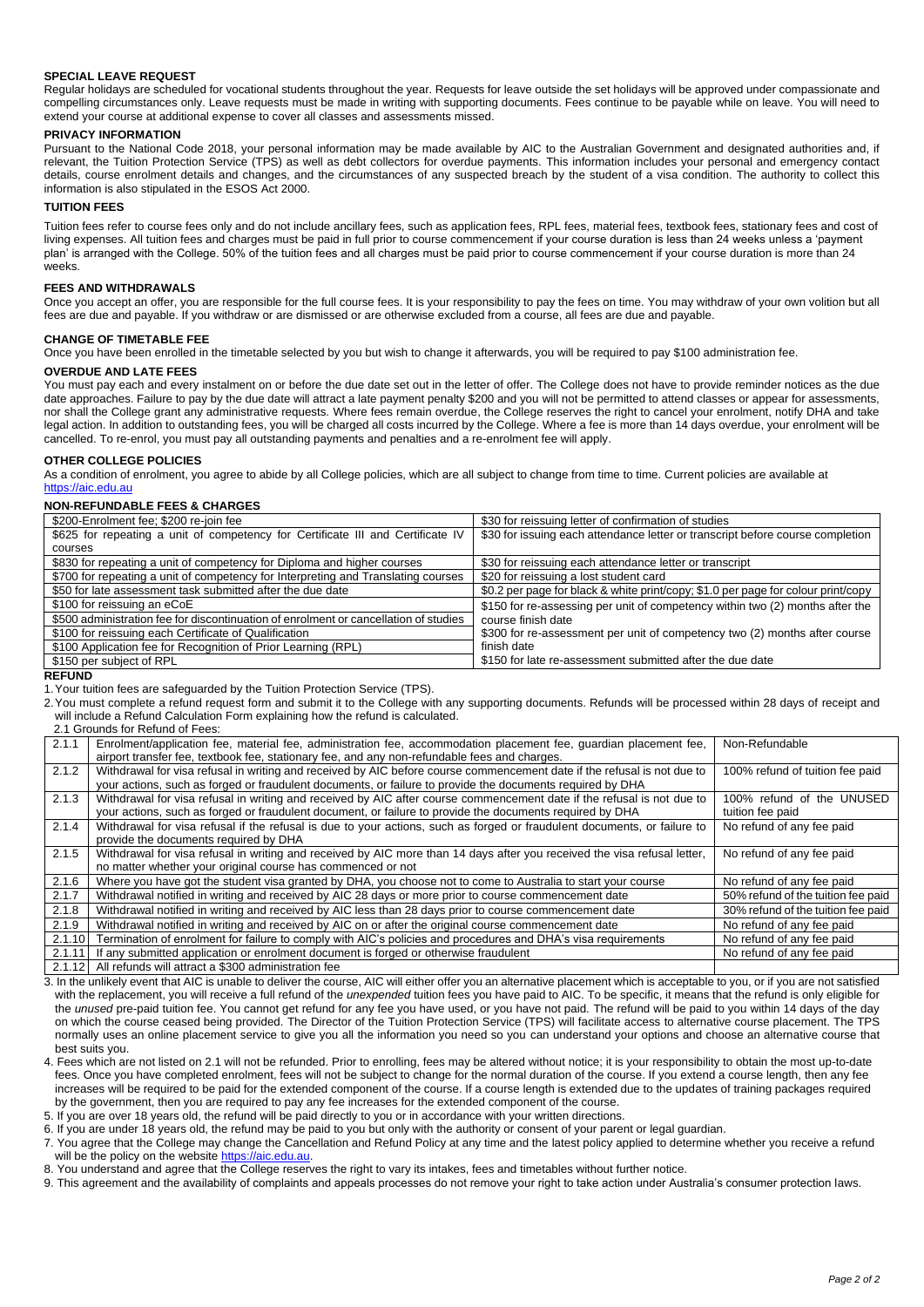### SPECIAL LEAVE REQUEST

Regular holidays are scheduled for vocational students throughout the year. Requests for leave outside the set holidays will be approved under compassionate and compelling circumstances only. Leave requests must be made in writing with supporting documents. Fees continue to be payable while on leave. You will need to extend your course at additional expense to cover all classes and assessments missed.

### PRIVACY INFORMATION

Pursuant to the National Code 2018, your personal information may be made available by AIC to the Australian Government and designated authorities and, if relevant, the Tuition Protection Service (TPS) as well as debt collectors for overdue payments. This information includes your personal and emergency contact details, course enrolment details and changes, and the circumstances of any suspected breach by the student of a visa condition. The authority to collect this information is also stipulated in the ESOS Act 2000.

### TUITION FEES

Tuition fees refer to course fees only and do not include ancillary fees, such as application fees, RPL fees, material fees, textbook fees, stationary fees and cost of living expenses. All tuition fees and charges must be paid in full prior to course commencement if your course duration is less than 24 weeks unless a 'payment plan' is arranged with the College. 50% of the tuition fees and all charges must be paid prior to course commencement if your course duration is more than 24 weeks.

### FEES AND WITHDRAWALS

Once you accept an offer, you are responsible for the full course fees. It is your responsibility to pay the fees on time. You may withdraw of your own volition but all fees are due and payable. If you withdraw or are dismissed or are otherwise excluded from a course, all fees are due and payable.

### CHANGE OF TIMETABLE FEE

Once you have been enrolled in the timetable selected by you but wish to change it afterwards, you will be required to pay $100 administration fee.

### OVERDUE AND LATE FEES

You must pay each and every instalment on or before the due date set out in the letter of offer. The College does not have to provide reminder notices as the due date approaches. Failure to pay by the due date will attract a late payment penalty $200 and you will not be permitted to attend classes or appear for assessments, nor shall the College grant any administrative requests. Where fees remain overdue, the College reserves the right to cancel your enrolment, notify DHA and take legal action. In addition to outstanding fees, you will be charged all costs incurred by the College. Where a fee is more than 14 days overdue, your enrolment will be cancelled. To re-enrol, you must pay all outstanding payments and penalties and a re-enrolment fee will apply.

### OTHER COLLEGE POLICIES

As a condition of enrolment, you agree to abide by all College policies, which are all subject to change from time to time. Current policies are available at https://aic.edu.au

### NON-REFUNDABLE FEES & CHARGES

| | |
|---|---|
| \$200-Enrolment fee; \$200 re-join fee | \$30 for reissuing letter of confirmation of studies |
| \$625 for repeating a unit of competency for Certificate III and Certificate IV courses | \$30 for issuing each attendance letter or transcript before course completion |
| \$830 for repeating a unit of competency for Diploma and higher courses | \$30 for reissuing each attendance letter or transcript |
| \$700 for repeating a unit of competency for Interpreting and Translating courses | \$20 for reissuing a lost student card |
| \$50 for late assessment task submitted after the due date | \$0.2 per page for black & white print/copy; \$1.0 per page for colour print/copy |
| \$100 for reissuing an eCoE | \$150 for re-assessing per unit of competency within two (2) months after the course finish date |
| \$500 administration fee for discontinuation of enrolment or cancellation of studies | \$300 for re-assessment per unit of competency two (2) months after course finish date |
| \$100 for reissuing each Certificate of Qualification | |
| \$100 Application fee for Recognition of Prior Learning (RPL) | |
| \$150 per subject of RPL | \$150 for late re-assessment submitted after the due date |

### REFUND

1. Your tuition fees are safeguarded by the Tuition Protection Service (TPS).
2. You must complete a refund request form and submit it to the College with any supporting documents. Refunds will be processed within 28 days of receipt and will include a Refund Calculation Form explaining how the refund is calculated.

2.1 Grounds for Refund of Fees:

| | | |
|---|---|---|
| 2.1.1 | Enrolment/application fee, material fee, administration fee, accommodation placement fee, guardian placement fee, airport transfer fee, textbook fee, stationary fee, and any non-refundable fees and charges. | Non-Refundable |
| 2.1.2 | Withdrawal for visa refusal in writing and received by AIC before course commencement date if the refusal is not due to your actions, such as forged or fraudulent documents, or failure to provide the documents required by DHA | 100% refund of tuition fee paid |
| 2.1.3 | Withdrawal for visa refusal in writing and received by AIC after course commencement date if the refusal is not due to your actions, such as forged or fraudulent document, or failure to provide the documents required by DHA | 100% refund of the UNUSED tuition fee paid |
| 2.1.4 | Withdrawal for visa refusal if the refusal is due to your actions, such as forged or fraudulent documents, or failure to provide the documents required by DHA | No refund of any fee paid |
| 2.1.5 | Withdrawal for visa refusal in writing and received by AIC more than 14 days after you received the visa refusal letter, no matter whether your original course has commenced or not | No refund of any fee paid |
| 2.1.6 | Where you have got the student visa granted by DHA, you choose not to come to Australia to start your course | No refund of any fee paid |
| 2.1.7 | Withdrawal notified in writing and received by AIC 28 days or more prior to course commencement date | 50% refund of the tuition fee paid |
| 2.1.8 | Withdrawal notified in writing and received by AIC less than 28 days prior to course commencement date | 30% refund of the tuition fee paid |
| 2.1.9 | Withdrawal notified in writing and received by AIC on or after the original course commencement date | No refund of any fee paid |
| 2.1.10 | Termination of enrolment for failure to comply with AIC's policies and procedures and DHA's visa requirements | No refund of any fee paid |
| 2.1.11 | If any submitted application or enrolment document is forged or otherwise fraudulent | No refund of any fee paid |
| 2.1.12 | All refunds will attract a \$300 administration fee | |

3. In the unlikely event that AIC is unable to deliver the course, AIC will either offer you an alternative placement which is acceptable to you, or if you are not satisfied with the replacement, you will receive a full refund of the *unexpended* tuition fees you have paid to AIC. To be specific, it means that the refund is only eligible for the *unused* pre-paid tuition fee. You cannot get refund for any fee you have used, or you have not paid. The refund will be paid to you within 14 days of the day on which the course ceased being provided. The Director of the Tuition Protection Service (TPS) will facilitate access to alternative course placement. The TPS normally uses an online placement service to give you all the information you need so you can understand your options and choose an alternative course that best suits you.
4. Fees which are not listed on 2.1 will not be refunded. Prior to enrolling, fees may be altered without notice; it is your responsibility to obtain the most up-to-date fees. Once you have completed enrolment, fees will not be subject to change for the normal duration of the course. If you extend a course length, then any fee increases will be required to be paid for the extended component of the course. If a course length is extended due to the updates of training packages required by the government, then you are required to pay any fee increases for the extended component of the course.
5. If you are over 18 years old, the refund will be paid directly to you or in accordance with your written directions.
6. If you are under 18 years old, the refund may be paid to you but only with the authority or consent of your parent or legal guardian.
7. You agree that the College may change the Cancellation and Refund Policy at any time and the latest policy applied to determine whether you receive a refund will be the policy on the website https://aic.edu.au.
8. You understand and agree that the College reserves the right to vary its intakes, fees and timetables without further notice.
9. This agreement and the availability of complaints and appeals processes do not remove your right to take action under Australia's consumer protection laws.